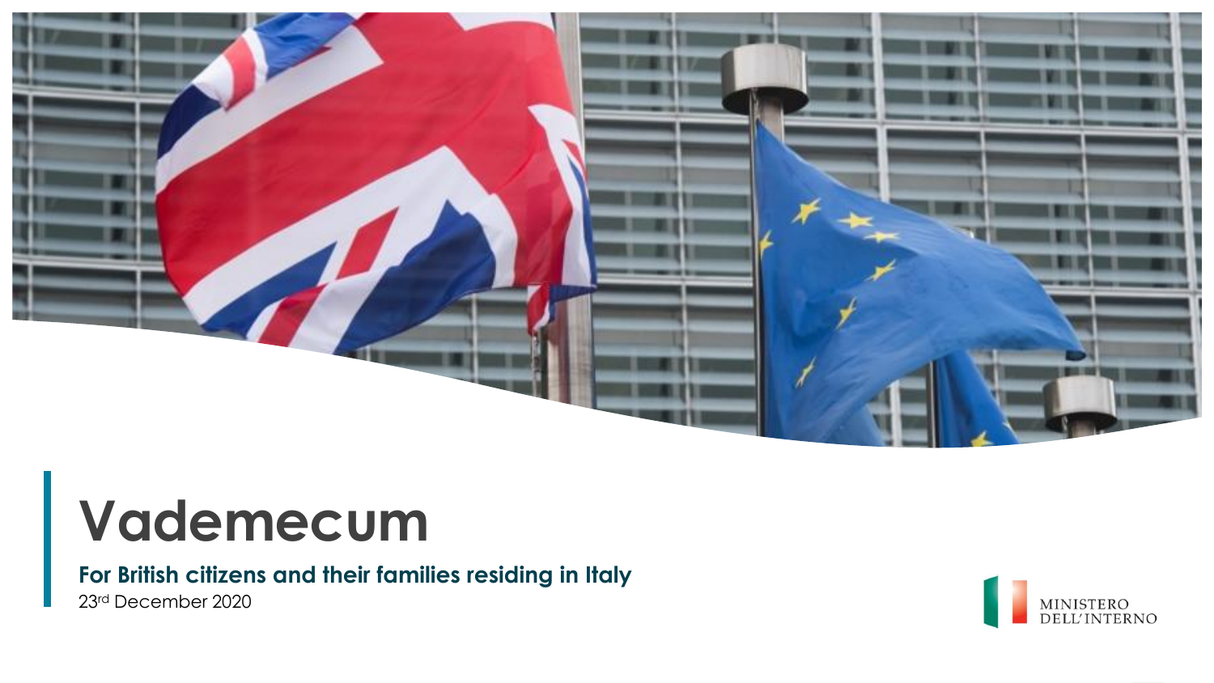# Vademecum

**For British citizens and their families residing in Italy**

23rd December 2020

MINISTERO DELL'INTERNO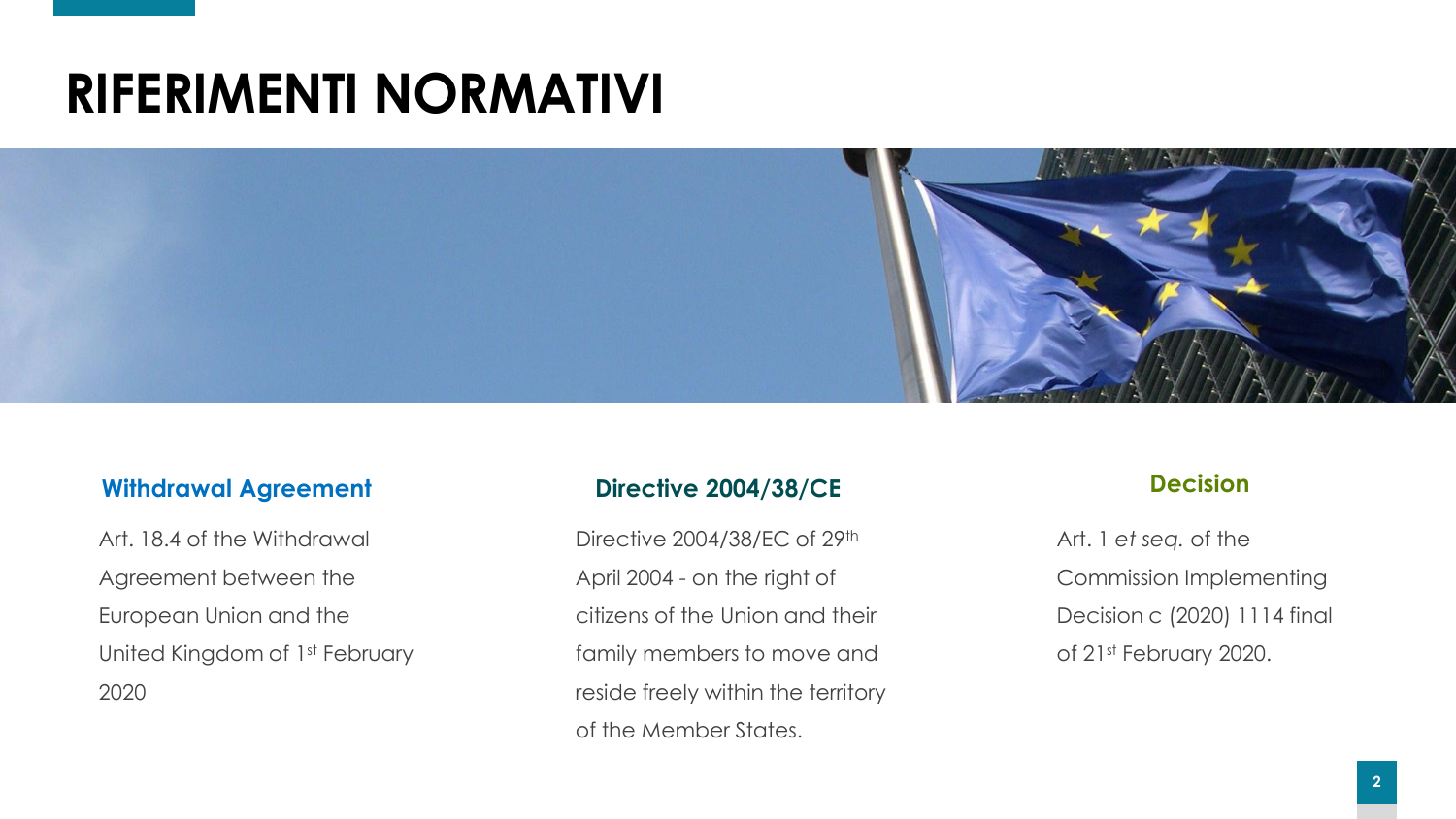# RIFERIMENTI NORMATIVI

## Withdrawal Agreement

Art. 18.4 of the Withdrawal Agreement between the European Union and the United Kingdom of 1st February 2020

## Directive 2004/38/CE

Directive 2004/38/EC of 29th April 2004 - on the right of citizens of the Union and their family members to move and reside freely within the territory of the Member States.

## Decision

Art. 1 *et seq.* of the Commission Implementing Decision c (2020) 1114 final of 21st February 2020.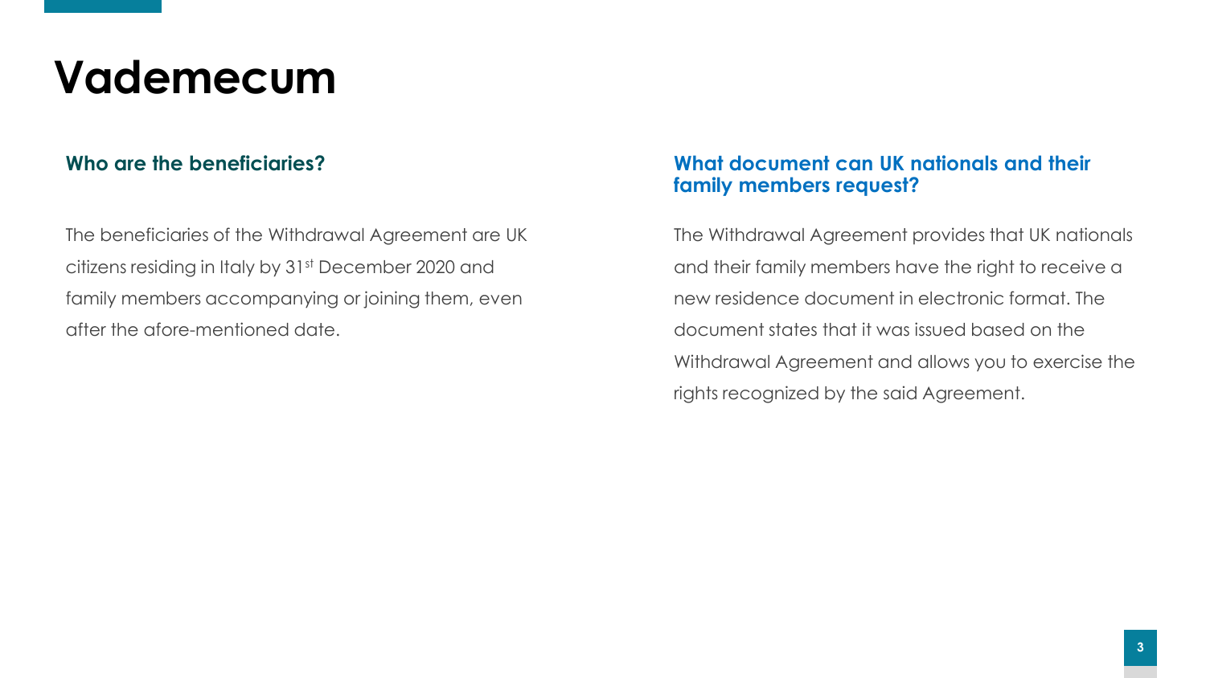# Vademecum

## Who are the beneficiaries?

The beneficiaries of the Withdrawal Agreement are UK citizens residing in Italy by $31^{st}$ December 2020 and family members accompanying or joining them, even after the afore-mentioned date.

## What document can UK nationals and their family members request?

The Withdrawal Agreement provides that UK nationals and their family members have the right to receive a new residence document in electronic format. The document states that it was issued based on the Withdrawal Agreement and allows you to exercise the rights recognized by the said Agreement.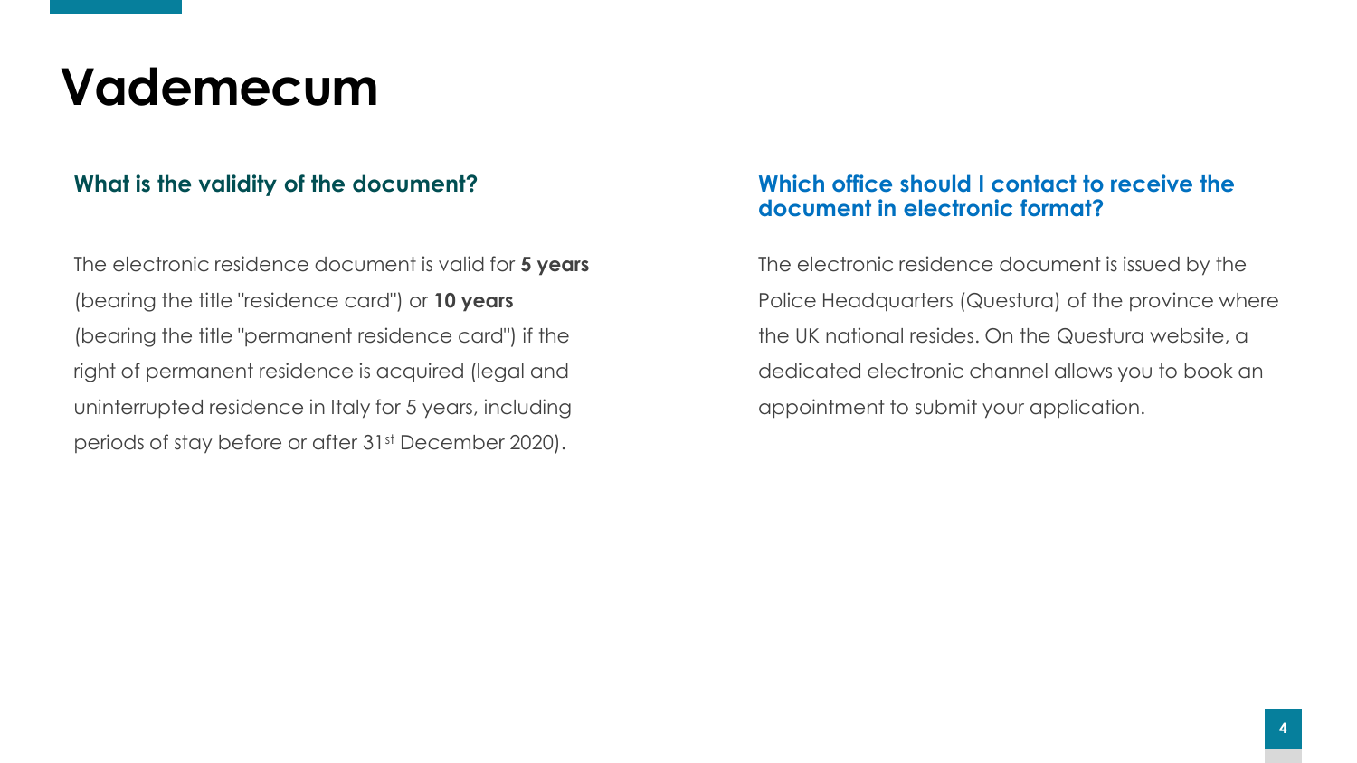# Vademecum

## What is the validity of the document?

The electronic residence document is valid for **5 years** (bearing the title "residence card") or **10 years** (bearing the title "permanent residence card") if the right of permanent residence is acquired (legal and uninterrupted residence in Italy for 5 years, including periods of stay before or after 31st December 2020).

## Which office should I contact to receive the document in electronic format?

The electronic residence document is issued by the Police Headquarters (Questura) of the province where the UK national resides. On the Questura website, a dedicated electronic channel allows you to book an appointment to submit your application.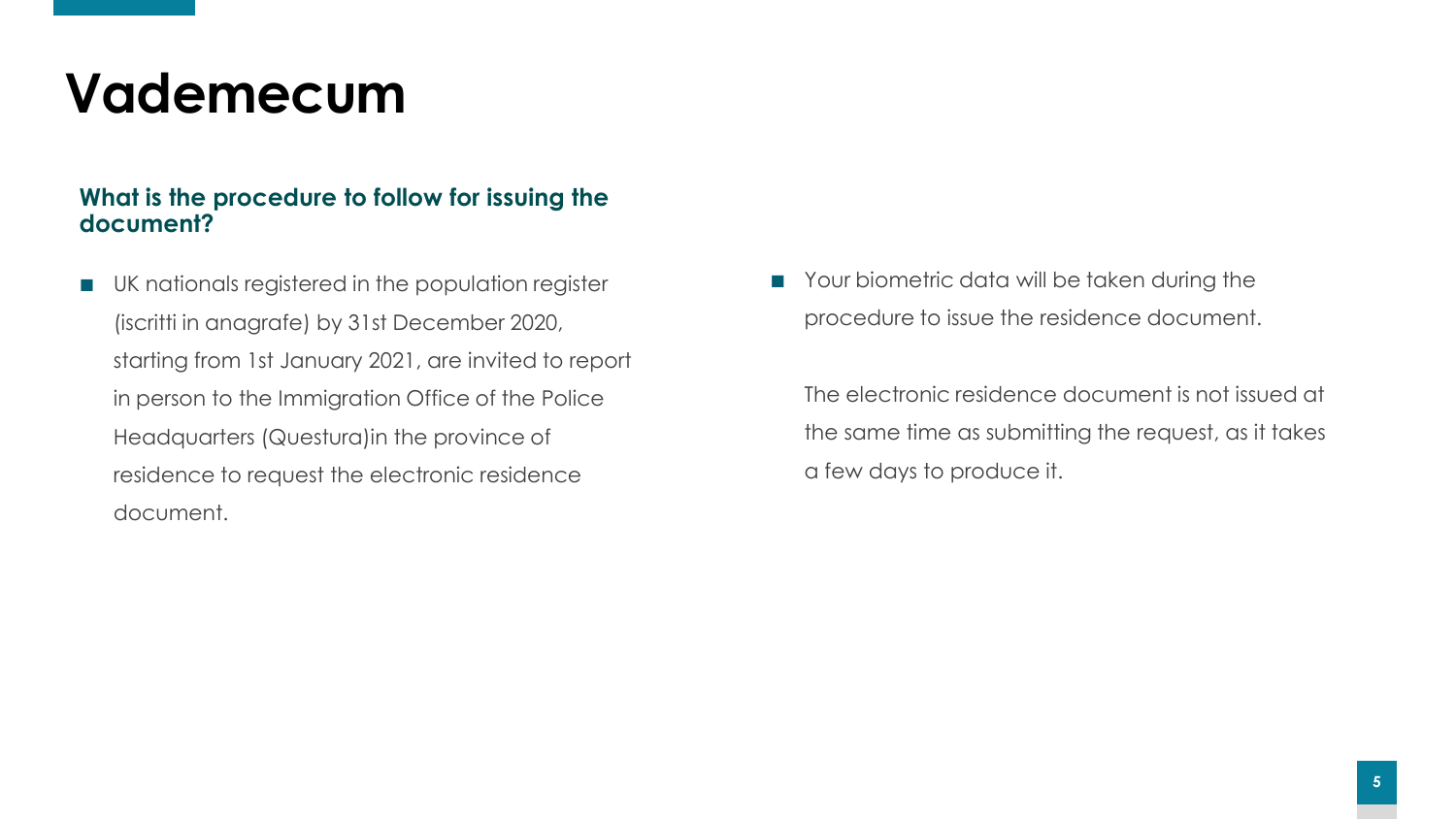# Vademecum

**What is the procedure to follow for issuing the document?**

- UK nationals registered in the population register (iscritti in anagrafe) by 31st December 2020, starting from 1st January 2021, are invited to report in person to the Immigration Office of the Police Headquarters (Questura)in the province of residence to request the electronic residence document.

- Your biometric data will be taken during the procedure to issue the residence document.

  The electronic residence document is not issued at the same time as submitting the request, as it takes a few days to produce it.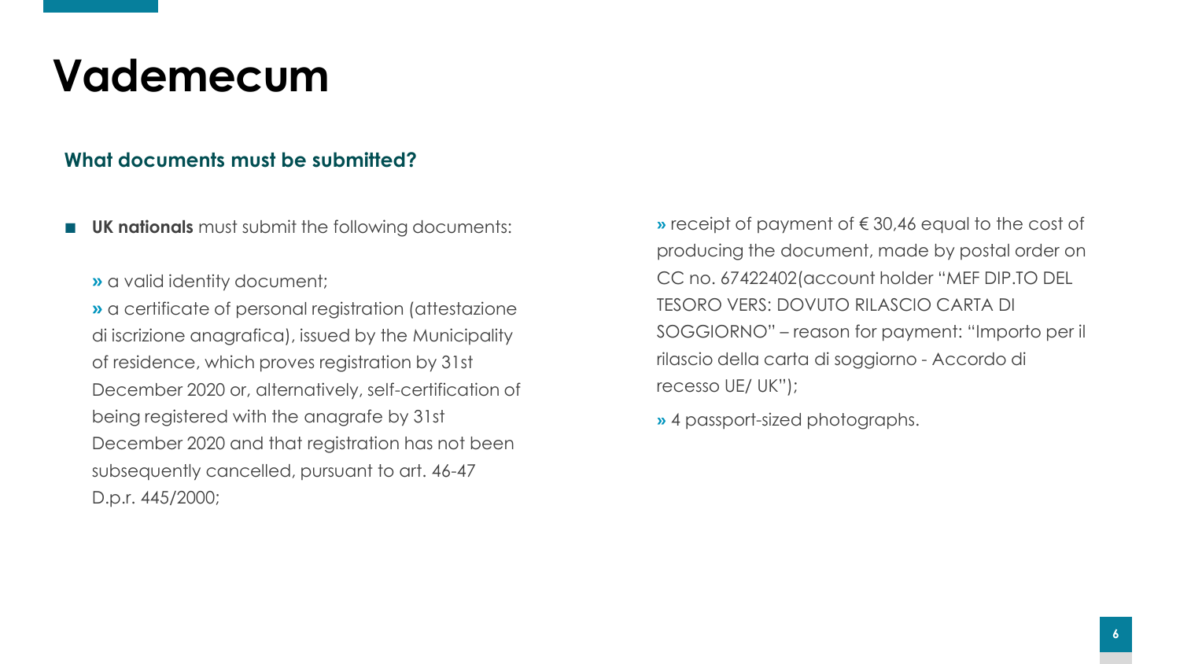# Vademecum

### What documents must be submitted?

- **UK nationals** must submit the following documents:

  » a valid identity document;

  » a certificate of personal registration (attestazione di iscrizione anagrafica), issued by the Municipality of residence, which proves registration by 31st December 2020 or, alternatively, self-certification of being registered with the anagrafe by 31st December 2020 and that registration has not been subsequently cancelled, pursuant to art. 46-47 D.p.r. 445/2000;

  » receipt of payment of € 30,46 equal to the cost of producing the document, made by postal order on CC no. 67422402(account holder "MEF DIP.TO DEL TESORO VERS: DOVUTO RILASCIO CARTA DI SOGGIORNO" – reason for payment: "Importo per il rilascio della carta di soggiorno - Accordo di recesso UE/ UK");

  » 4 passport-sized photographs.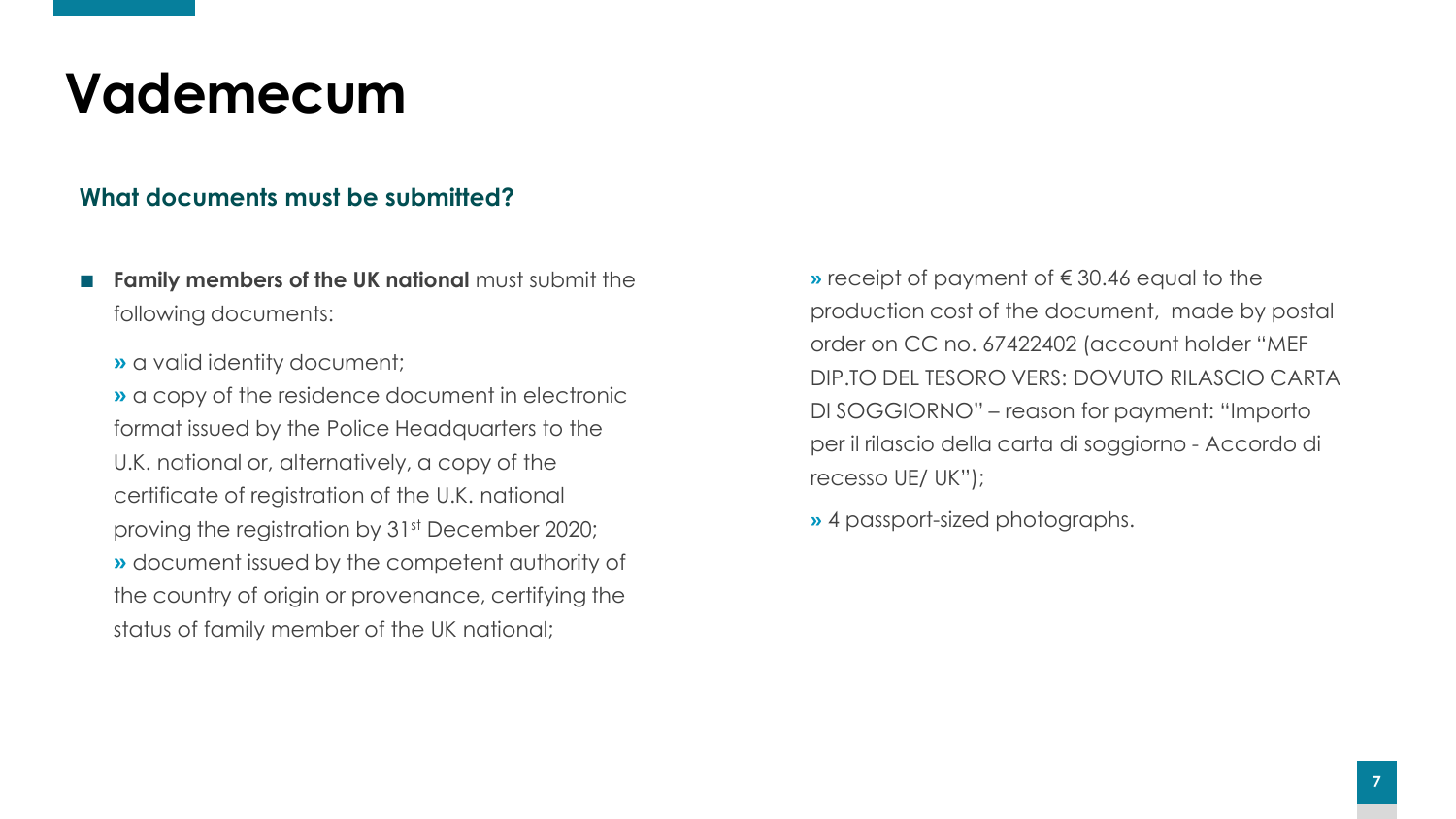# Vademecum

### What documents must be submitted?

- **Family members of the UK national** must submit the following documents:
  - a valid identity document;
  - a copy of the residence document in electronic format issued by the Police Headquarters to the U.K. national or, alternatively, a copy of the certificate of registration of the U.K. national proving the registration by 31st December 2020;
  - document issued by the competent authority of the country of origin or provenance, certifying the status of family member of the UK national;
  - receipt of payment of € 30.46 equal to the production cost of the document, made by postal order on CC no. 67422402 (account holder "MEF DIP.TO DEL TESORO VERS: DOVUTO RILASCIO CARTA DI SOGGIORNO" – reason for payment: "Importo per il rilascio della carta di soggiorno - Accordo di recesso UE/ UK");
  - 4 passport-sized photographs.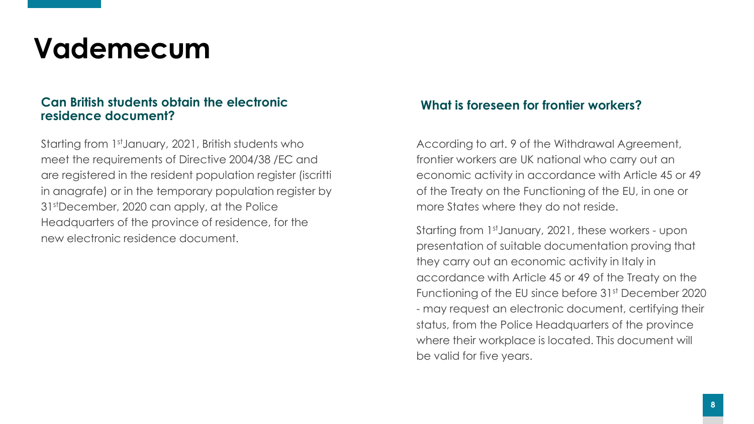# Vademecum

### Can British students obtain the electronic residence document?

Starting from 1st January, 2021, British students who meet the requirements of Directive 2004/38 /EC and are registered in the resident population register (iscritti in anagrafe) or in the temporary population register by 31st December, 2020 can apply, at the Police Headquarters of the province of residence, for the new electronic residence document.

### What is foreseen for frontier workers?

According to art. 9 of the Withdrawal Agreement, frontier workers are UK national who carry out an economic activity in accordance with Article 45 or 49 of the Treaty on the Functioning of the EU, in one or more States where they do not reside.

Starting from 1st January, 2021, these workers - upon presentation of suitable documentation proving that they carry out an economic activity in Italy in accordance with Article 45 or 49 of the Treaty on the Functioning of the EU since before 31st December 2020 - may request an electronic document, certifying their status, from the Police Headquarters of the province where their workplace is located. This document will be valid for five years.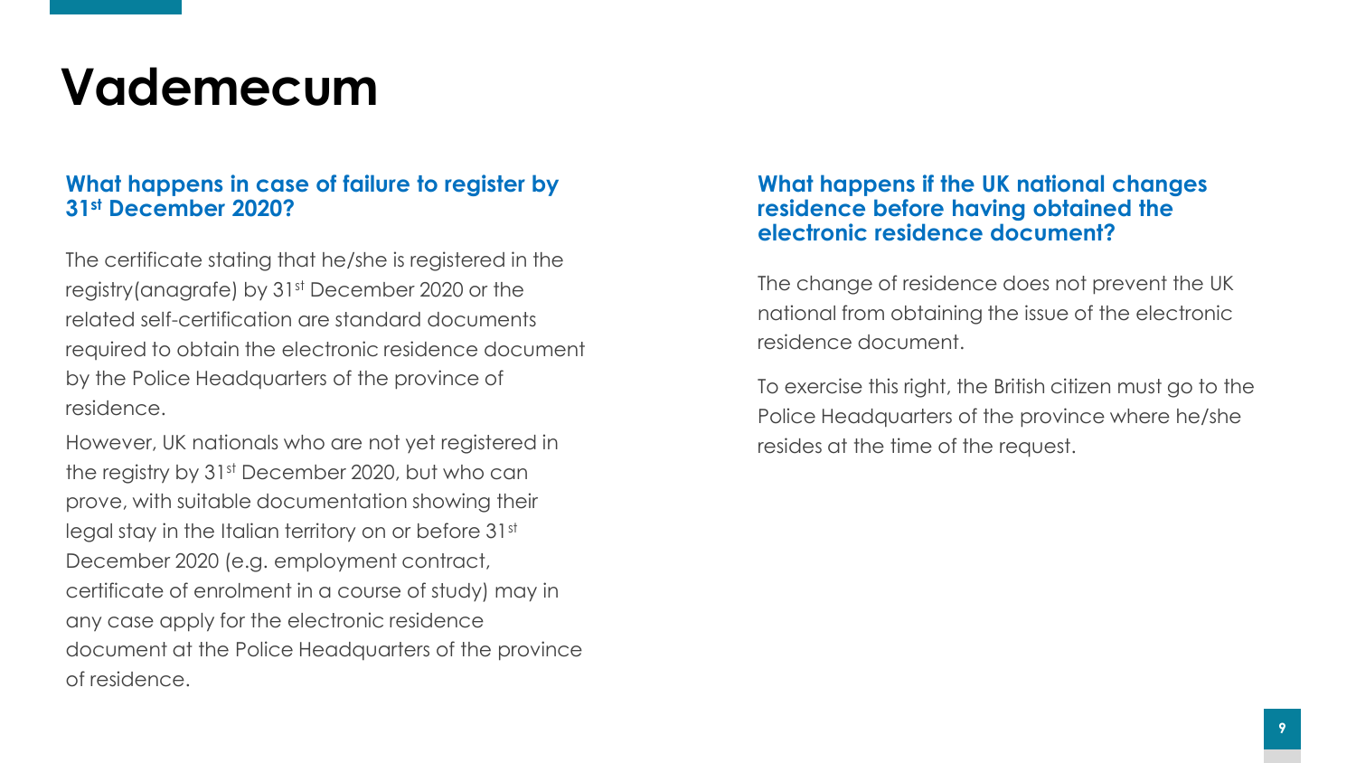# Vademecum

### What happens in case of failure to register by 31st December 2020?

The certificate stating that he/she is registered in the registry(anagrafe) by 31st December 2020 or the related self-certification are standard documents required to obtain the electronic residence document by the Police Headquarters of the province of residence.

However, UK nationals who are not yet registered in the registry by 31st December 2020, but who can prove, with suitable documentation showing their legal stay in the Italian territory on or before 31st December 2020 (e.g. employment contract, certificate of enrolment in a course of study) may in any case apply for the electronic residence document at the Police Headquarters of the province of residence.

### What happens if the UK national changes residence before having obtained the electronic residence document?

The change of residence does not prevent the UK national from obtaining the issue of the electronic residence document.

To exercise this right, the British citizen must go to the Police Headquarters of the province where he/she resides at the time of the request.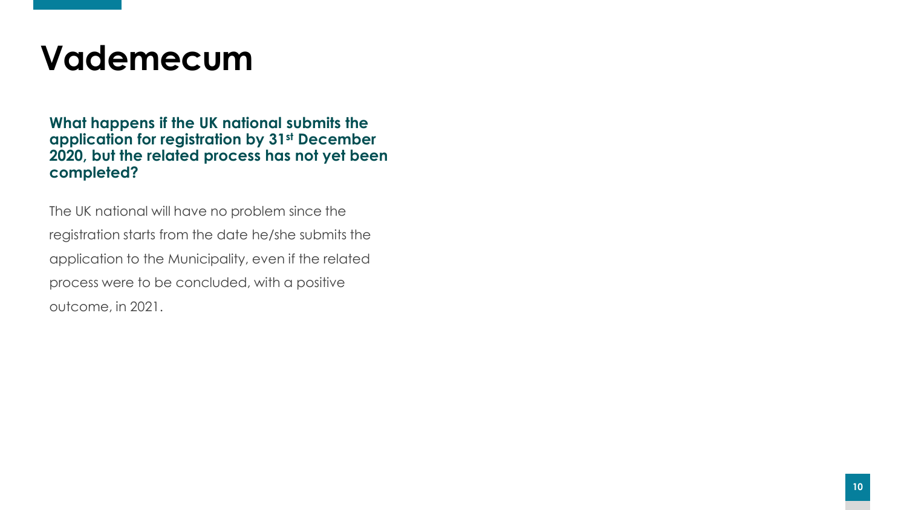# Vademecum

**What happens if the UK national submits the application for registration by 31st December 2020, but the related process has not yet been completed?**

The UK national will have no problem since the registration starts from the date he/she submits the application to the Municipality, even if the related process were to be concluded, with a positive outcome, in 2021.